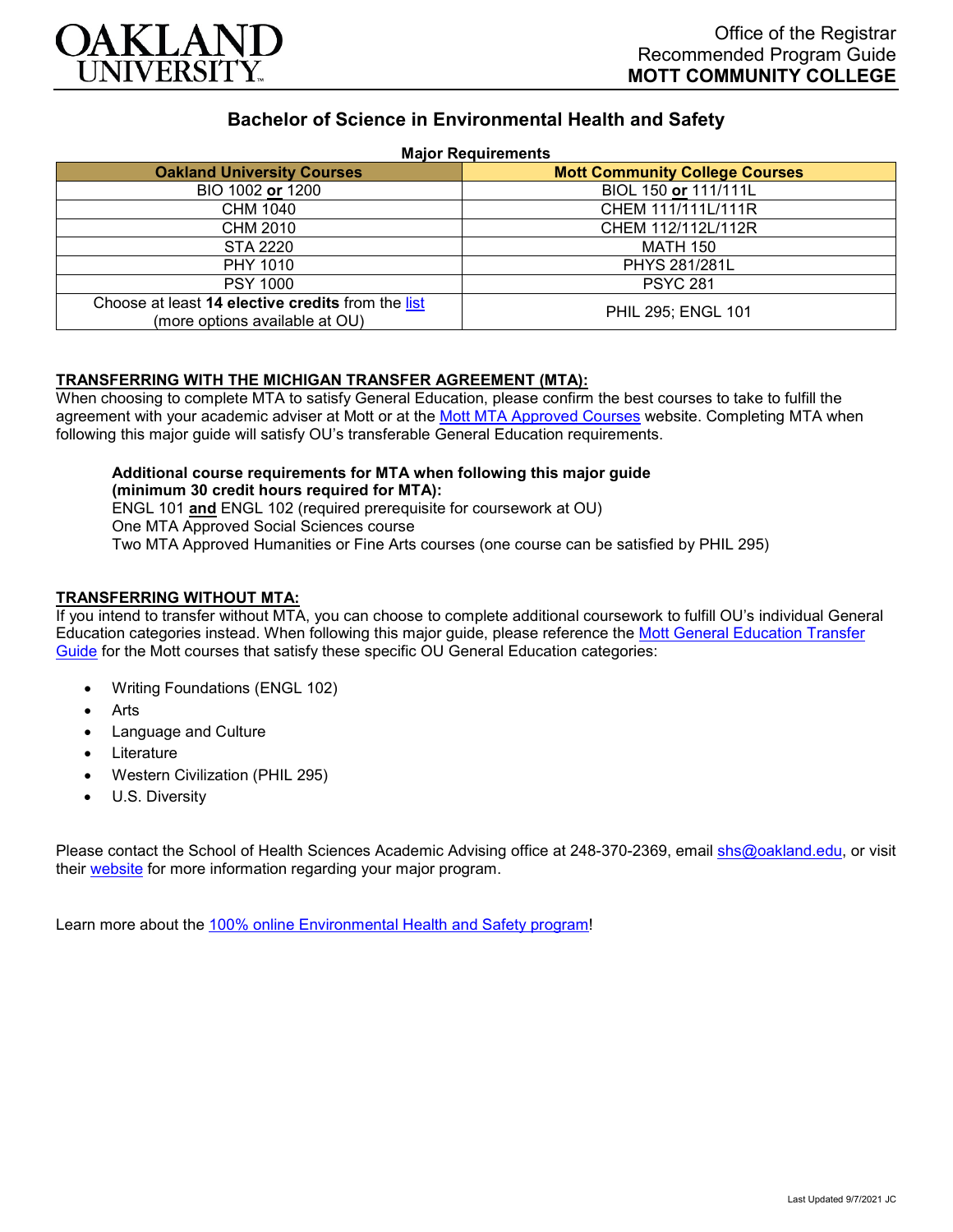# OAKLAND UNIVERSITY

Office of the Registrar
Recommended Program Guide
**MOTT COMMUNITY COLLEGE**

## Bachelor of Science in Environmental Health and Safety

**Major Requirements**

| Oakland University Courses | Mott Community College Courses |
|---|---|
| BIO 1002 **or** 1200 | BIOL 150 **or** 111/111L |
| CHM 1040 | CHEM 111/111L/111R |
| CHM 2010 | CHEM 112/112L/112R |
| STA 2220 | MATH 150 |
| PHY 1010 | PHYS 281/281L |
| PSY 1000 | PSYC 281 |
| Choose at least **14 elective credits** from the list (more options available at OU) | PHIL 295; ENGL 101 |

**TRANSFERRING WITH THE MICHIGAN TRANSFER AGREEMENT (MTA):**

When choosing to complete MTA to satisfy General Education, please confirm the best courses to take to fulfill the agreement with your academic adviser at Mott or at the Mott MTA Approved Courses website. Completing MTA when following this major guide will satisfy OU's transferable General Education requirements.

**Additional course requirements for MTA when following this major guide (minimum 30 credit hours required for MTA):**
ENGL 101 **and** ENGL 102 (required prerequisite for coursework at OU)
One MTA Approved Social Sciences course
Two MTA Approved Humanities or Fine Arts courses (one course can be satisfied by PHIL 295)

**TRANSFERRING WITHOUT MTA:**

If you intend to transfer without MTA, you can choose to complete additional coursework to fulfill OU's individual General Education categories instead. When following this major guide, please reference the Mott General Education Transfer Guide for the Mott courses that satisfy these specific OU General Education categories:

- Writing Foundations (ENGL 102)
- Arts
- Language and Culture
- Literature
- Western Civilization (PHIL 295)
- U.S. Diversity

Please contact the School of Health Sciences Academic Advising office at 248-370-2369, email shs@oakland.edu, or visit their website for more information regarding your major program.

Learn more about the 100% online Environmental Health and Safety program!

Last Updated 9/7/2021 JC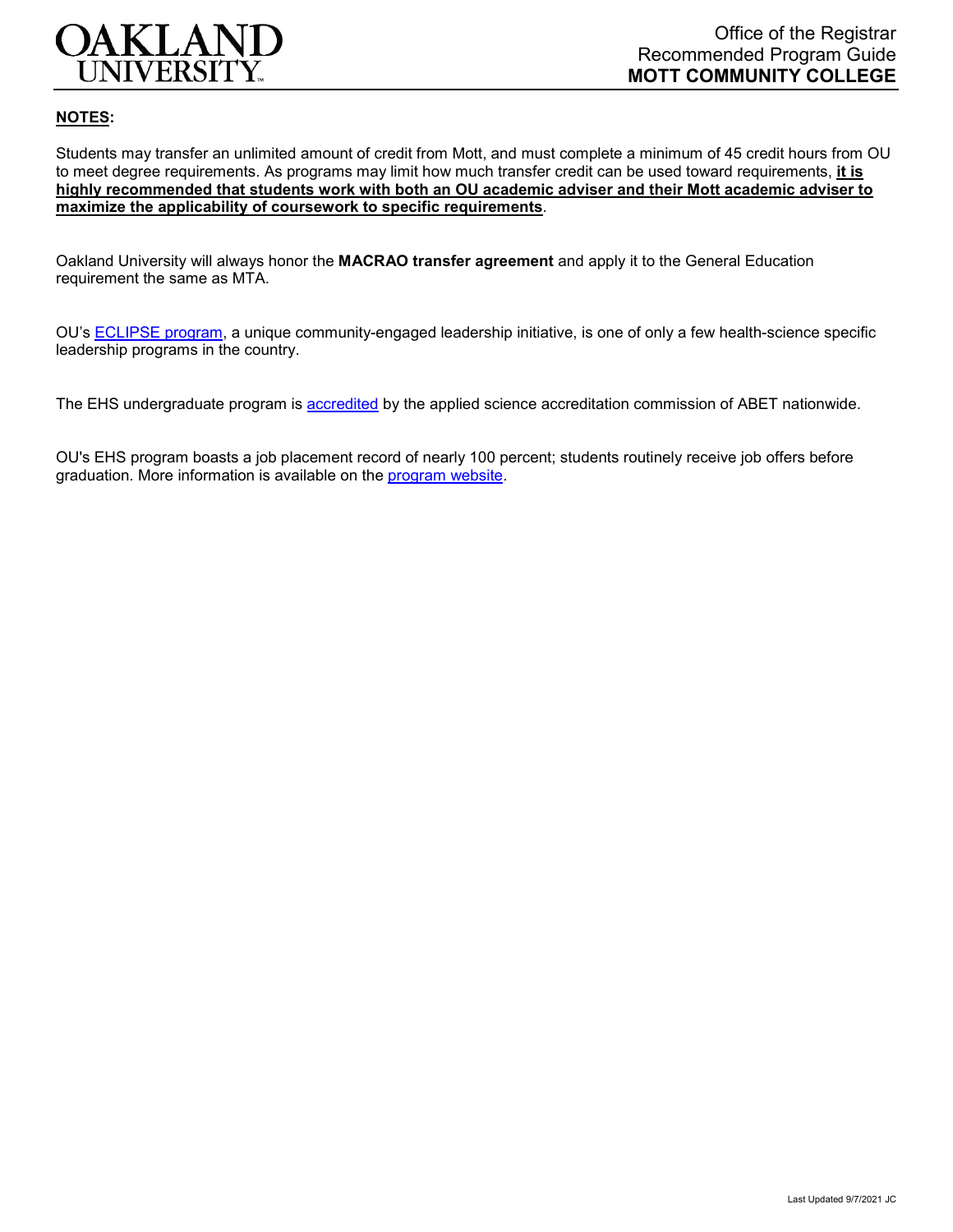**NOTES:**

Students may transfer an unlimited amount of credit from Mott, and must complete a minimum of 45 credit hours from OU to meet degree requirements. As programs may limit how much transfer credit can be used toward requirements, **it is highly recommended that students work with both an OU academic adviser and their Mott academic adviser to maximize the applicability of coursework to specific requirements**.

Oakland University will always honor the **MACRAO transfer agreement** and apply it to the General Education requirement the same as MTA.

OU's ECLIPSE program, a unique community-engaged leadership initiative, is one of only a few health-science specific leadership programs in the country.

The EHS undergraduate program is accredited by the applied science accreditation commission of ABET nationwide.

OU's EHS program boasts a job placement record of nearly 100 percent; students routinely receive job offers before graduation. More information is available on the program website.

Last Updated 9/7/2021 JC